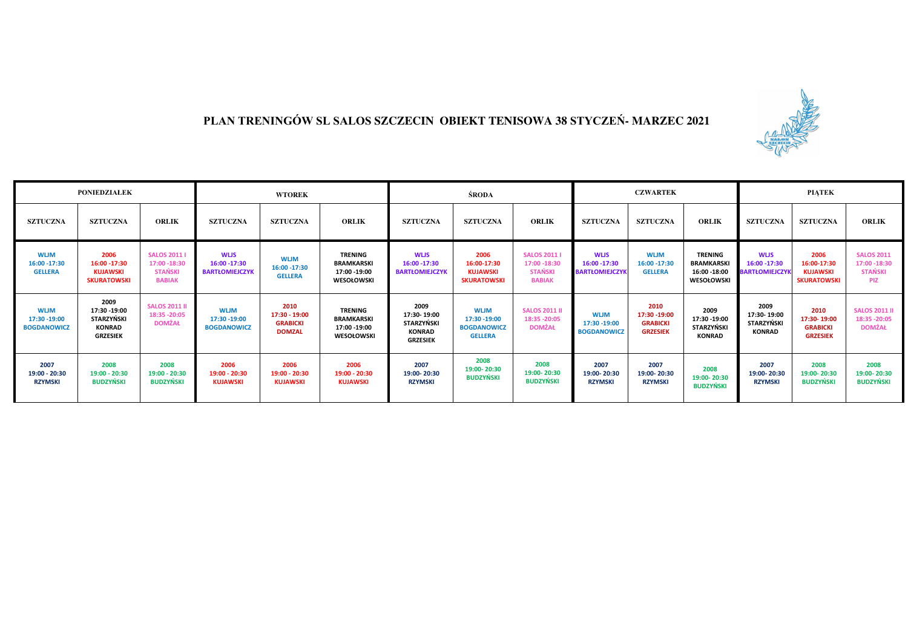# PLAN TRENINGÓW SL SALOS SZCZECIN OBIEKT TENISOWA 38 STYCZEŃ- MARZEC 2021

| PONIEDZIAŁEK | | | WTOREK | | | ŚRODA | | | CZWARTEK | | | PIĄTEK | | |
|---|---|---|---|---|---|---|---|---|---|---|---|---|---|---|
| SZTUCZNA | SZTUCZNA | ORLIK | SZTUCZNA | SZTUCZNA | ORLIK | SZTUCZNA | SZTUCZNA | ORLIK | SZTUCZNA | SZTUCZNA | ORLIK | SZTUCZNA | SZTUCZNA | ORLIK |
| WLJM 16:00 -17:30 GELLERA | 2006 16:00 -17:30 KUJAWSKI SKURATOWSKI | SALOS 2011 I 17:00 -18:30 STAŃSKI BABIAK | WLJS 16:00 -17:30 BARTŁOMIEJCZYK | WLJM 16:00 -17:30 GELLERA | TRENING BRAMKARSKI 17:00 -19:00 WESOŁOWSKI | WLJS 16:00 -17:30 BARTŁOMIEJCZYK | 2006 16:00-17:30 KUJAWSKI SKURATOWSKI | SALOS 2011 I 17:00 -18:30 STAŃSKI BABIAK | WLJS 16:00 -17:30 BARTŁOMIEJCZYK | WLJM 16:00 -17:30 GELLERA | TRENING BRAMKARSKI 16:00 -18:00 WESOŁOWSKI | WLJS 16:00 -17:30 BARTŁOMIEJCZYK | 2006 16:00-17:30 KUJAWSKI SKURATOWSKI | SALOS 2011 17:00 -18:30 STAŃSKI PIZ |
| WLJM 17:30 -19:00 BOGDANOWICZ | 2009 17:30 -19:00 STARZYŃSKI KONRAD GRZESIEK | SALOS 2011 II 18:35 -20:05 DOMŻAŁ | WLJM 17:30 -19:00 BOGDANOWICZ | 2010 17:30 - 19:00 GRABICKI DOMZAL | TRENING BRAMKARSKI 17:00 -19:00 WESOŁOWSKI | 2009 17:30- 19:00 STARZYŃSKI KONRAD GRZESIEK | WLJM 17:30 -19:00 BOGDANOWICZ GELLERA | SALOS 2011 II 18:35 -20:05 DOMŻAŁ | WLJM 17:30 -19:00 BOGDANOWICZ | 2010 17:30 -19:00 GRABICKI GRZESIEK | 2009 17:30 -19:00 STARZYŃSKI KONRAD | 2009 17:30- 19:00 STARZYŃSKI KONRAD | 2010 17:30- 19:00 GRABICKI GRZESIEK | SALOS 2011 II 18:35 -20:05 DOMŻAŁ |
| 2007 19:00 - 20:30 RZYMSKI | 2008 19:00 - 20:30 BUDZYŃSKI | 2008 19:00 - 20:30 BUDZYŃSKI | 2006 19:00 - 20:30 KUJAWSKI | 2006 19:00 - 20:30 KUJAWSKI | 2006 19:00 - 20:30 KUJAWSKI | 2007 19:00- 20:30 RZYMSKI | 2008 19:00- 20:30 BUDZYŃSKI | 2008 19:00- 20:30 BUDZYŃSKI | 2007 19:00- 20:30 RZYMSKI | 2007 19:00- 20:30 RZYMSKI | 2008 19:00- 20:30 BUDZYŃSKI | 2007 19:00- 20:30 RZYMSKI | 2008 19:00- 20:30 BUDZYŃSKI | 2008 19:00- 20:30 BUDZYŃSKI |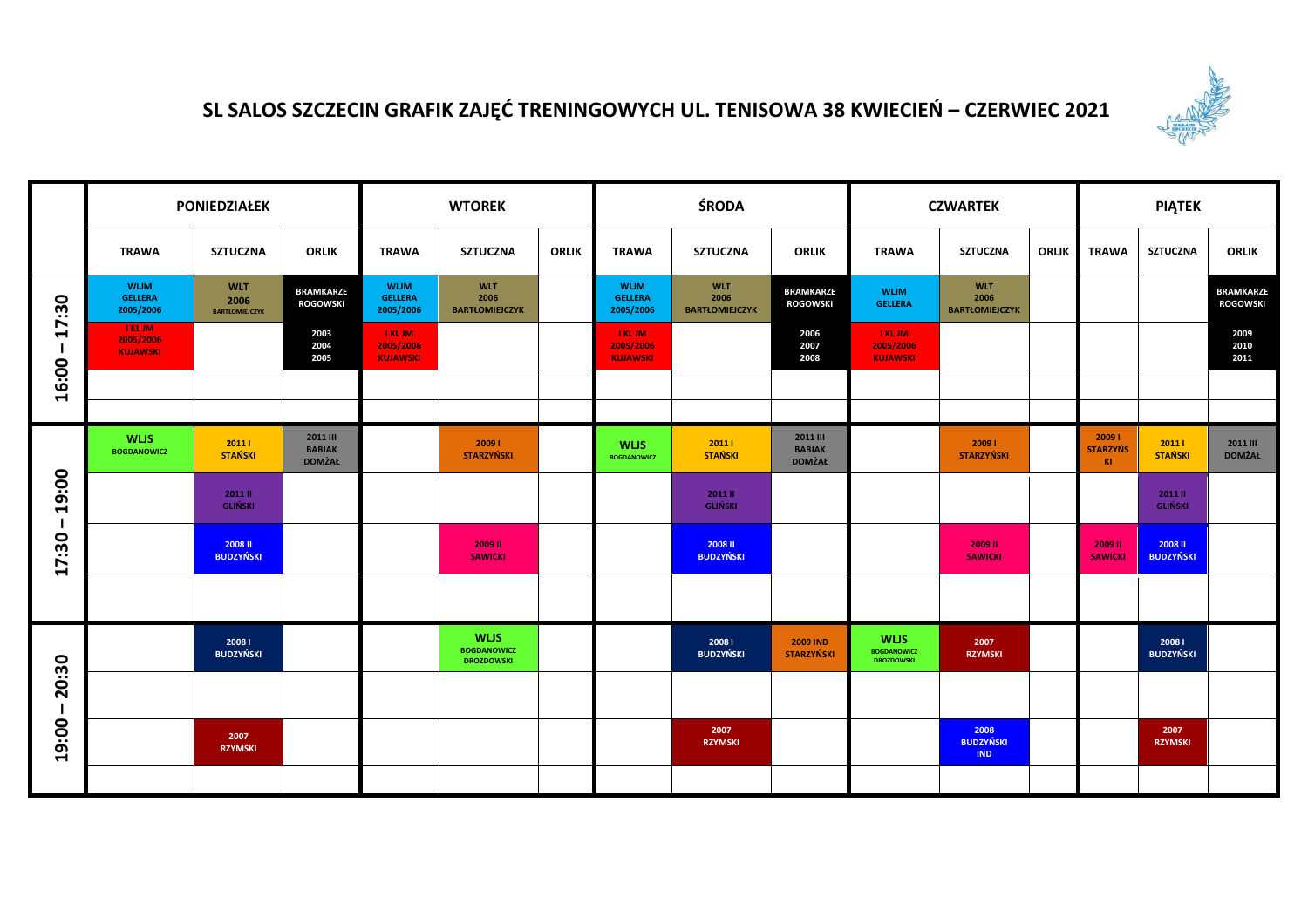# SL SALOS SZCZECIN GRAFIK ZAJĘĆ TRENINGOWYCH UL. TENISOWA 38 KWIECIEŃ – CZERWIEC 2021

| | PONIEDZIAŁEK | | | WTOREK | | | ŚRODA | | | CZWARTEK | | | PIĄTEK | | |
|---|---|---|---|---|---|---|---|---|---|---|---|---|---|---|---|
| | TRAWA | SZTUCZNA | ORLIK | TRAWA | SZTUCZNA | ORLIK | TRAWA | SZTUCZNA | ORLIK | TRAWA | SZTUCZNA | ORLIK | TRAWA | SZTUCZNA | ORLIK |
| 16:00 – 17:30 | WLJM GELLERA 2005/2006 | WLT 2006 BARTŁOMIEJCZYK | BRAMKARZE ROGOWSKI | WLJM GELLERA 2005/2006 | WLT 2006 BARTŁOMIEJCZYK | | WLJM GELLERA 2005/2006 | WLT 2006 BARTŁOMIEJCZYK | BRAMKARZE ROGOWSKI | WLJM GELLERA | WLT 2006 BARTŁOMIEJCZYK | | | | BRAMKARZE ROGOWSKI |
| | I KL JM 2005/2006 KUJAWSKI | | 2003 2004 2005 | I KL JM 2005/2006 KUJAWSKI | | | I KL JM 2005/2006 KUJAWSKI | | 2006 2007 2008 | I KL JM 2005/2006 KUJAWSKI | | | | | 2009 2010 2011 |
| | | | | | | | | | | | | | | | |
| | | | | | | | | | | | | | | | |
| 17:30 – 19:00 | WLJS BOGDANOWICZ | 2011 I STAŃSKI | 2011 III BABIAK DOMŻAŁ | | 2009 I STARZYŃSKI | | WLJS BOGDANOWICZ | 2011 I STAŃSKI | 2011 III BABIAK DOMŻAŁ | | 2009 I STARZYŃSKI | | 2009 I STARZYŃSKI | 2011 I STAŃSKI | 2011 III DOMŻAŁ |
| | | 2011 II GLIŃSKI | | | | | | 2011 II GLIŃSKI | | | | | | 2011 II GLIŃSKI | |
| | | 2008 II BUDZYŃSKI | | | 2009 II SAWICKI | | | 2008 II BUDZYŃSKI | | | 2009 II SAWICKI | | 2009 II SAWICKI | 2008 II BUDZYŃSKI | |
| | | | | | | | | | | | | | | | |
| 19:00 – 20:30 | | 2008 I BUDZYŃSKI | | | WLJS BOGDANOWICZ DROZDOWSKI | | | 2008 I BUDZYŃSKI | 2009 IND STARZYŃSKI | WLJS BOGDANOWICZ DROZDOWSKI | 2007 RZYMSKI | | | 2008 I BUDZYŃSKI | |
| | | | | | | | | | | | | | | | |
| | | 2007 RZYMSKI | | | | | | 2007 RZYMSKI | | | 2008 BUDZYŃSKI IND | | | 2007 RZYMSKI | |
| | | | | | | | | | | | | | | | |